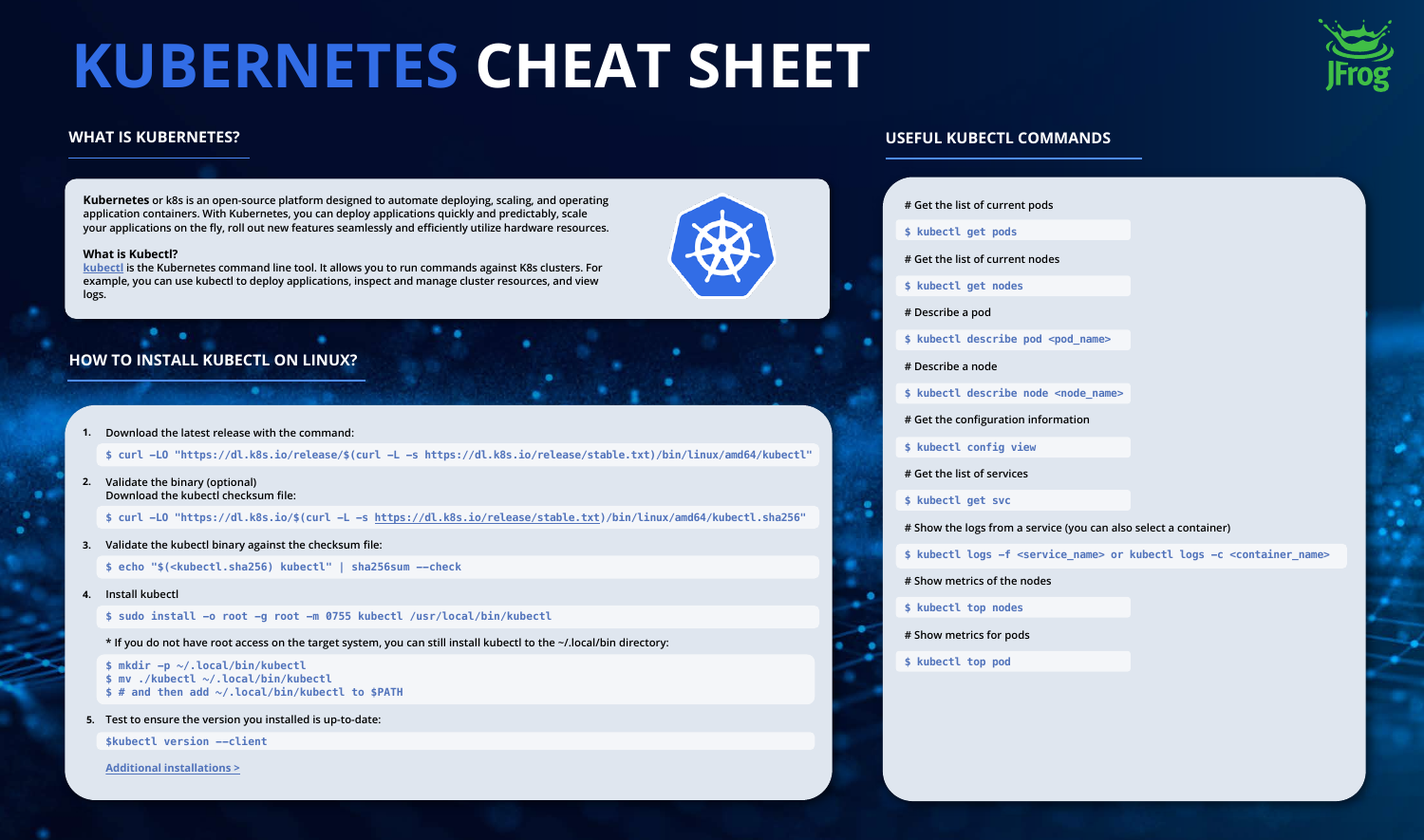# KUBERNETES CHEAT SHEET

## WHAT IS KUBERNETES?

**Kubernetes** or k8s is an open-source platform designed to automate deploying, scaling, and operating application containers. With Kubernetes, you can deploy applications quickly and predictably, scale your applications on the fly, roll out new features seamlessly and efficiently utilize hardware resources.

**What is Kubectl?**
kubectl is the Kubernetes command line tool. It allows you to run commands against K8s clusters. For example, you can use kubectl to deploy applications, inspect and manage cluster resources, and view logs.

## HOW TO INSTALL KUBECTL ON LINUX?

1. Download the latest release with the command:

```
$ curl -LO "https://dl.k8s.io/release/$(curl -L -s https://dl.k8s.io/release/stable.txt)/bin/linux/amd64/kubectl"
```

2. Validate the binary (optional)
   Download the kubectl checksum file:

```
$ curl -LO "https://dl.k8s.io/$(curl -L -s https://dl.k8s.io/release/stable.txt)/bin/linux/amd64/kubectl.sha256"
```

3. Validate the kubectl binary against the checksum file:

```
$ echo "$(<kubectl.sha256) kubectl" | sha256sum --check
```

4. Install kubectl

```
$ sudo install -o root -g root -m 0755 kubectl /usr/local/bin/kubectl
```

   * If you do not have root access on the target system, you can still install kubectl to the ~/.local/bin directory:

```
$ mkdir -p ~/.local/bin/kubectl
$ mv ./kubectl ~/.local/bin/kubectl
$ # and then add ~/.local/bin/kubectl to $PATH
```

5. Test to ensure the version you installed is up-to-date:

```
$kubectl version --client
```

Additional installations >

## USEFUL KUBECTL COMMANDS

# Get the list of current pods

```
$ kubectl get pods
```

# Get the list of current nodes

```
$ kubectl get nodes
```

# Describe a pod

```
$ kubectl describe pod <pod_name>
```

# Describe a node

```
$ kubectl describe node <node_name>
```

# Get the configuration information

```
$ kubectl config view
```

# Get the list of services

```
$ kubectl get svc
```

# Show the logs from a service (you can also select a container)

```
$ kubectl logs -f <service_name> or kubectl logs -c <container_name>
```

# Show metrics of the nodes

```
$ kubectl top nodes
```

# Show metrics for pods

```
$ kubectl top pod
```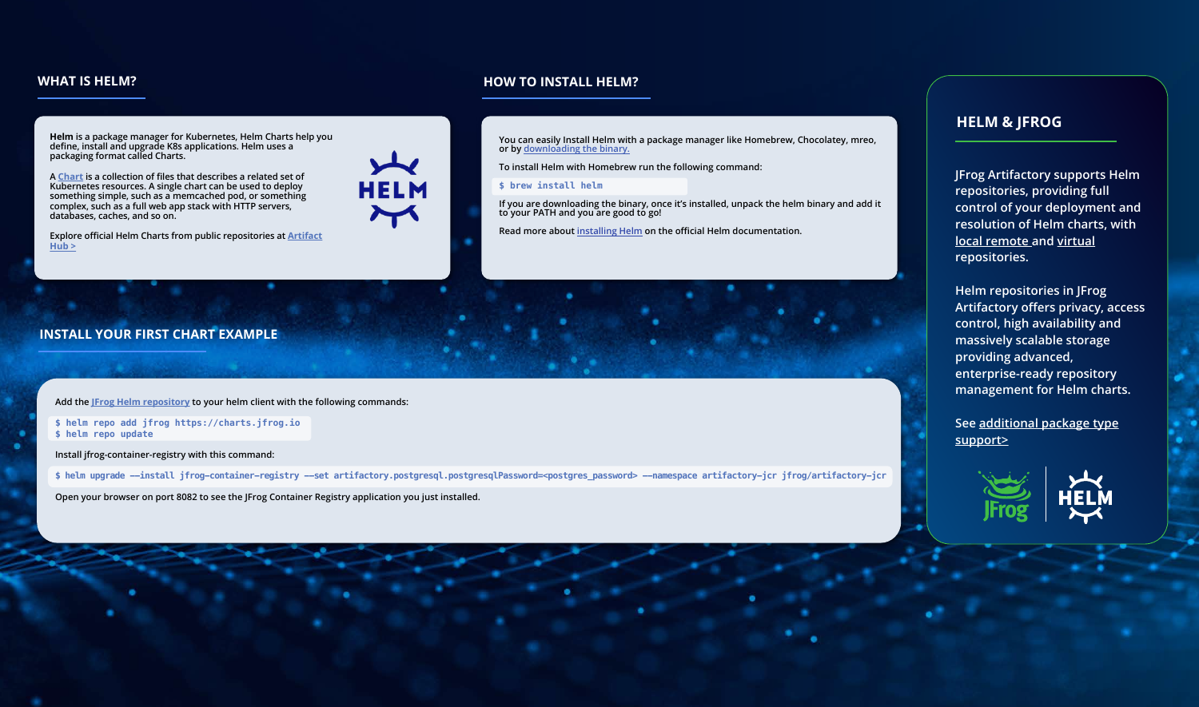## WHAT IS HELM?

**Helm** is a package manager for Kubernetes, Helm Charts help you define, install and upgrade K8s applications. Helm uses a packaging format called Charts.

A Chart is a collection of files that describes a related set of Kubernetes resources. A single chart can be used to deploy something simple, such as a memcached pod, or something complex, such as a full web app stack with HTTP servers, databases, caches, and so on.

Explore official Helm Charts from public repositories at Artifact Hub >

## HOW TO INSTALL HELM?

You can easily Install Helm with a package manager like Homebrew, Chocolatey, mreo, or by downloading the binary.

To install Helm with Homebrew run the following command:

```
$ brew install helm
```

If you are downloading the binary, once it's installed, unpack the helm binary and add it to your PATH and you are good to go!

Read more about installing Helm on the official Helm documentation.

## INSTALL YOUR FIRST CHART EXAMPLE

Add the JFrog Helm repository to your helm client with the following commands:

```
$ helm repo add jfrog https://charts.jfrog.io
$ helm repo update
```

Install jfrog-container-registry with this command:

```
$ helm upgrade --install jfrog-container-registry --set artifactory.postgresql.postgresqlPassword=<postgres_password> --namespace artifactory-jcr jfrog/artifactory-jcr
```

Open your browser on port 8082 to see the JFrog Container Registry application you just installed.

## HELM & JFROG

JFrog Artifactory supports Helm repositories, providing full control of your deployment and resolution of Helm charts, with local remote and virtual repositories.

Helm repositories in JFrog Artifactory offers privacy, access control, high availability and massively scalable storage providing advanced, enterprise-ready repository management for Helm charts.

See additional package type support>